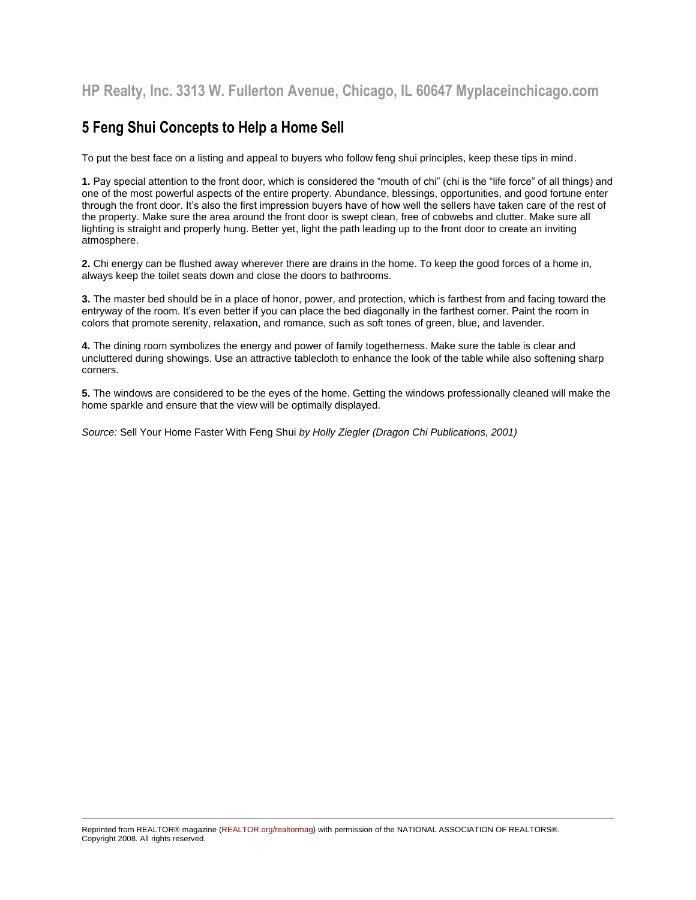HP Realty, Inc. 3313 W. Fullerton Avenue, Chicago, IL 60647 Myplaceinchicago.com

## 5 Feng Shui Concepts to Help a Home Sell

To put the best face on a listing and appeal to buyers who follow feng shui principles, keep these tips in mind.

**1.** Pay special attention to the front door, which is considered the "mouth of chi" (chi is the "life force" of all things) and one of the most powerful aspects of the entire property. Abundance, blessings, opportunities, and good fortune enter through the front door. It's also the first impression buyers have of how well the sellers have taken care of the rest of the property. Make sure the area around the front door is swept clean, free of cobwebs and clutter. Make sure all lighting is straight and properly hung. Better yet, light the path leading up to the front door to create an inviting atmosphere.

**2.** Chi energy can be flushed away wherever there are drains in the home. To keep the good forces of a home in, always keep the toilet seats down and close the doors to bathrooms.

**3.** The master bed should be in a place of honor, power, and protection, which is farthest from and facing toward the entryway of the room. It's even better if you can place the bed diagonally in the farthest corner. Paint the room in colors that promote serenity, relaxation, and romance, such as soft tones of green, blue, and lavender.

**4.** The dining room symbolizes the energy and power of family togetherness. Make sure the table is clear and uncluttered during showings. Use an attractive tablecloth to enhance the look of the table while also softening sharp corners.

**5.** The windows are considered to be the eyes of the home. Getting the windows professionally cleaned will make the home sparkle and ensure that the view will be optimally displayed.

*Source:* Sell Your Home Faster With Feng Shui *by Holly Ziegler (Dragon Chi Publications, 2001)*

---

Reprinted from REALTOR® magazine (REALTOR.org/realtormag) with permission of the NATIONAL ASSOCIATION OF REALTORS®. Copyright 2008. All rights reserved.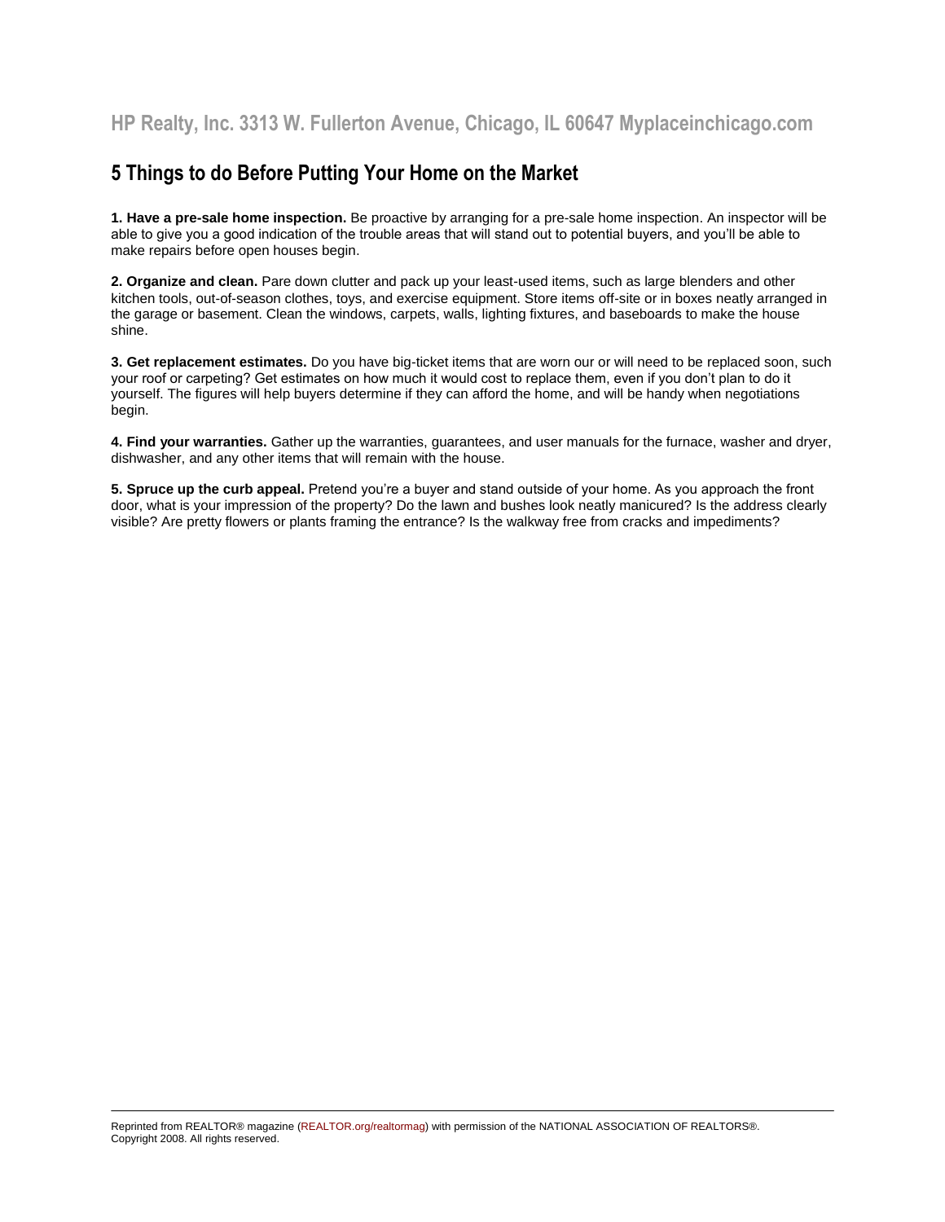## 5 Things to do Before Putting Your Home on the Market

**1. Have a pre-sale home inspection.** Be proactive by arranging for a pre-sale home inspection. An inspector will be able to give you a good indication of the trouble areas that will stand out to potential buyers, and you'll be able to make repairs before open houses begin.

**2. Organize and clean.** Pare down clutter and pack up your least-used items, such as large blenders and other kitchen tools, out-of-season clothes, toys, and exercise equipment. Store items off-site or in boxes neatly arranged in the garage or basement. Clean the windows, carpets, walls, lighting fixtures, and baseboards to make the house shine.

**3. Get replacement estimates.** Do you have big-ticket items that are worn our or will need to be replaced soon, such your roof or carpeting? Get estimates on how much it would cost to replace them, even if you don't plan to do it yourself. The figures will help buyers determine if they can afford the home, and will be handy when negotiations begin.

**4. Find your warranties.** Gather up the warranties, guarantees, and user manuals for the furnace, washer and dryer, dishwasher, and any other items that will remain with the house.

**5. Spruce up the curb appeal.** Pretend you're a buyer and stand outside of your home. As you approach the front door, what is your impression of the property? Do the lawn and bushes look neatly manicured? Is the address clearly visible? Are pretty flowers or plants framing the entrance? Is the walkway free from cracks and impediments?

---

Reprinted from REALTOR® magazine (REALTOR.org/realtormag) with permission of the NATIONAL ASSOCIATION OF REALTORS®. Copyright 2008. All rights reserved.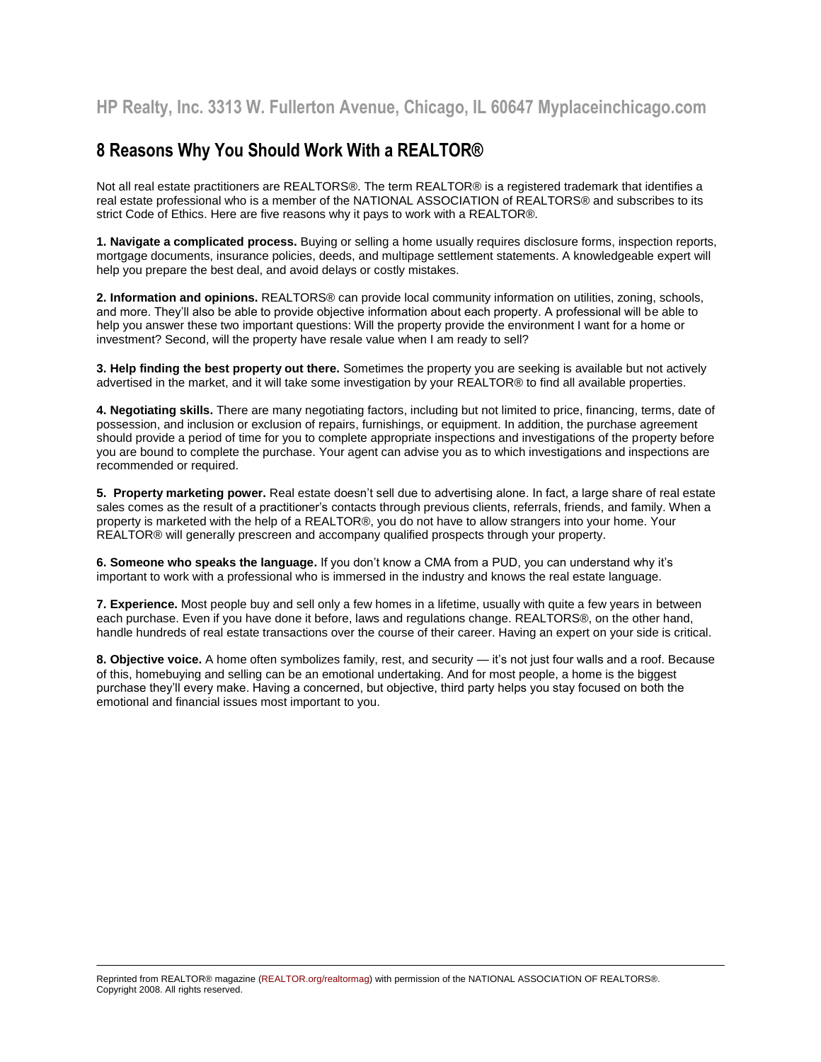HP Realty, Inc. 3313 W. Fullerton Avenue, Chicago, IL 60647 Myplaceinchicago.com

## 8 Reasons Why You Should Work With a REALTOR®

Not all real estate practitioners are REALTORS®. The term REALTOR® is a registered trademark that identifies a real estate professional who is a member of the NATIONAL ASSOCIATION of REALTORS® and subscribes to its strict Code of Ethics. Here are five reasons why it pays to work with a REALTOR®.

**1. Navigate a complicated process.** Buying or selling a home usually requires disclosure forms, inspection reports, mortgage documents, insurance policies, deeds, and multipage settlement statements. A knowledgeable expert will help you prepare the best deal, and avoid delays or costly mistakes.

**2. Information and opinions.** REALTORS® can provide local community information on utilities, zoning, schools, and more. They'll also be able to provide objective information about each property. A professional will be able to help you answer these two important questions: Will the property provide the environment I want for a home or investment? Second, will the property have resale value when I am ready to sell?

**3. Help finding the best property out there.** Sometimes the property you are seeking is available but not actively advertised in the market, and it will take some investigation by your REALTOR® to find all available properties.

**4. Negotiating skills.** There are many negotiating factors, including but not limited to price, financing, terms, date of possession, and inclusion or exclusion of repairs, furnishings, or equipment. In addition, the purchase agreement should provide a period of time for you to complete appropriate inspections and investigations of the property before you are bound to complete the purchase. Your agent can advise you as to which investigations and inspections are recommended or required.

**5. Property marketing power.** Real estate doesn't sell due to advertising alone. In fact, a large share of real estate sales comes as the result of a practitioner's contacts through previous clients, referrals, friends, and family. When a property is marketed with the help of a REALTOR®, you do not have to allow strangers into your home. Your REALTOR® will generally prescreen and accompany qualified prospects through your property.

**6. Someone who speaks the language.** If you don't know a CMA from a PUD, you can understand why it's important to work with a professional who is immersed in the industry and knows the real estate language.

**7. Experience.** Most people buy and sell only a few homes in a lifetime, usually with quite a few years in between each purchase. Even if you have done it before, laws and regulations change. REALTORS®, on the other hand, handle hundreds of real estate transactions over the course of their career. Having an expert on your side is critical.

**8. Objective voice.** A home often symbolizes family, rest, and security — it's not just four walls and a roof. Because of this, homebuying and selling can be an emotional undertaking. And for most people, a home is the biggest purchase they'll every make. Having a concerned, but objective, third party helps you stay focused on both the emotional and financial issues most important to you.

---

Reprinted from REALTOR® magazine (REALTOR.org/realtormag) with permission of the NATIONAL ASSOCIATION OF REALTORS®. Copyright 2008. All rights reserved.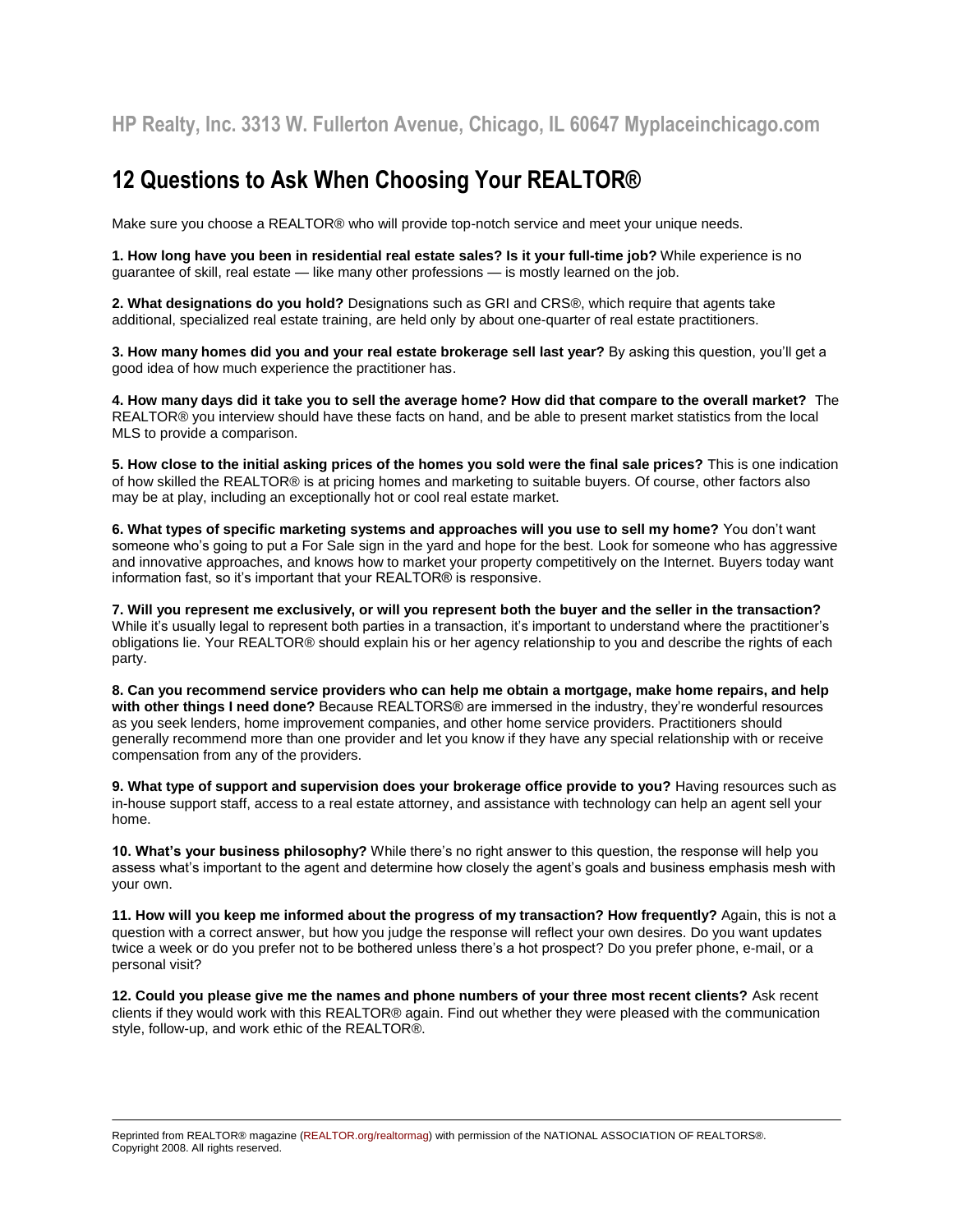HP Realty, Inc. 3313 W. Fullerton Avenue, Chicago, IL 60647 Myplaceinchicago.com

# 12 Questions to Ask When Choosing Your REALTOR®

Make sure you choose a REALTOR® who will provide top-notch service and meet your unique needs.

**1. How long have you been in residential real estate sales? Is it your full-time job?** While experience is no guarantee of skill, real estate — like many other professions — is mostly learned on the job.

**2. What designations do you hold?** Designations such as GRI and CRS®, which require that agents take additional, specialized real estate training, are held only by about one-quarter of real estate practitioners.

**3. How many homes did you and your real estate brokerage sell last year?** By asking this question, you'll get a good idea of how much experience the practitioner has.

**4. How many days did it take you to sell the average home? How did that compare to the overall market?** The REALTOR® you interview should have these facts on hand, and be able to present market statistics from the local MLS to provide a comparison.

**5. How close to the initial asking prices of the homes you sold were the final sale prices?** This is one indication of how skilled the REALTOR® is at pricing homes and marketing to suitable buyers. Of course, other factors also may be at play, including an exceptionally hot or cool real estate market.

**6. What types of specific marketing systems and approaches will you use to sell my home?** You don't want someone who's going to put a For Sale sign in the yard and hope for the best. Look for someone who has aggressive and innovative approaches, and knows how to market your property competitively on the Internet. Buyers today want information fast, so it's important that your REALTOR® is responsive.

**7. Will you represent me exclusively, or will you represent both the buyer and the seller in the transaction?** While it's usually legal to represent both parties in a transaction, it's important to understand where the practitioner's obligations lie. Your REALTOR® should explain his or her agency relationship to you and describe the rights of each party.

**8. Can you recommend service providers who can help me obtain a mortgage, make home repairs, and help with other things I need done?** Because REALTORS® are immersed in the industry, they're wonderful resources as you seek lenders, home improvement companies, and other home service providers. Practitioners should generally recommend more than one provider and let you know if they have any special relationship with or receive compensation from any of the providers.

**9. What type of support and supervision does your brokerage office provide to you?** Having resources such as in-house support staff, access to a real estate attorney, and assistance with technology can help an agent sell your home.

**10. What's your business philosophy?** While there's no right answer to this question, the response will help you assess what's important to the agent and determine how closely the agent's goals and business emphasis mesh with your own.

**11. How will you keep me informed about the progress of my transaction? How frequently?** Again, this is not a question with a correct answer, but how you judge the response will reflect your own desires. Do you want updates twice a week or do you prefer not to be bothered unless there's a hot prospect? Do you prefer phone, e-mail, or a personal visit?

**12. Could you please give me the names and phone numbers of your three most recent clients?** Ask recent clients if they would work with this REALTOR® again. Find out whether they were pleased with the communication style, follow-up, and work ethic of the REALTOR®.

---

Reprinted from REALTOR® magazine (REALTOR.org/realtormag) with permission of the NATIONAL ASSOCIATION OF REALTORS®. Copyright 2008. All rights reserved.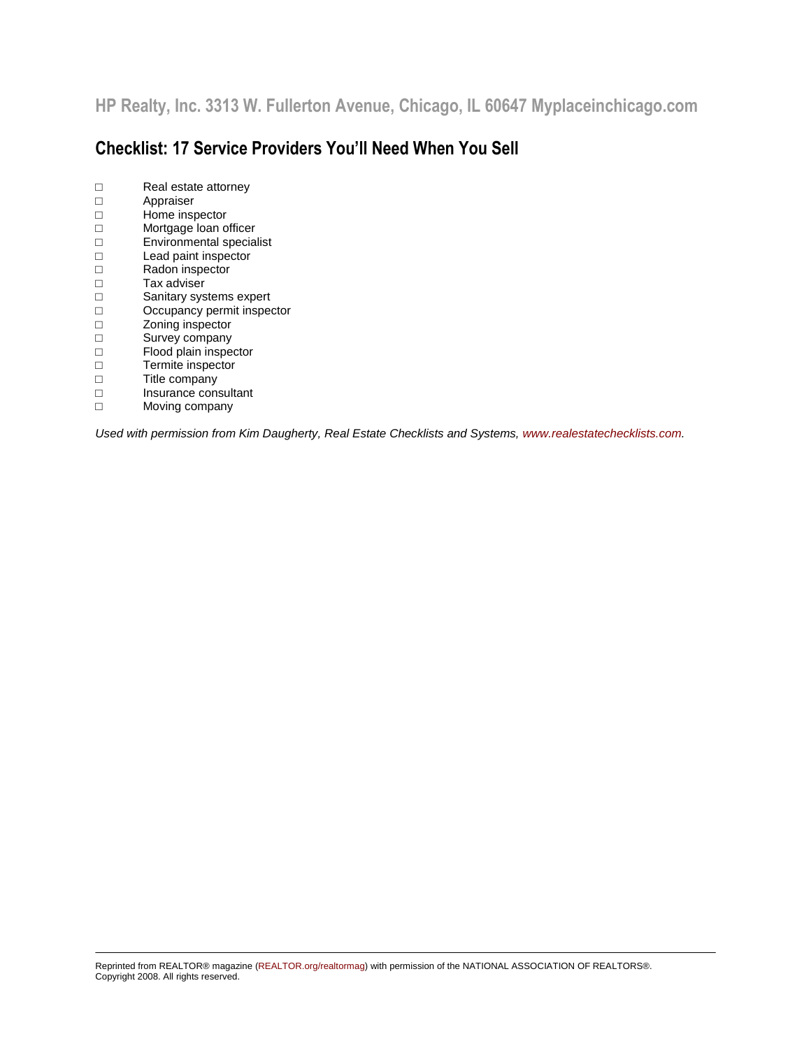## Checklist: 17 Service Providers You'll Need When You Sell

- ☐ Real estate attorney
- ☐ Appraiser
- ☐ Home inspector
- ☐ Mortgage loan officer
- ☐ Environmental specialist
- ☐ Lead paint inspector
- ☐ Radon inspector
- ☐ Tax adviser
- ☐ Sanitary systems expert
- ☐ Occupancy permit inspector
- ☐ Zoning inspector
- ☐ Survey company
- ☐ Flood plain inspector
- ☐ Termite inspector
- ☐ Title company
- ☐ Insurance consultant
- ☐ Moving company

*Used with permission from Kim Daugherty, Real Estate Checklists and Systems, www.realestatechecklists.com.*

---

Reprinted from REALTOR® magazine (REALTOR.org/realtormag) with permission of the NATIONAL ASSOCIATION OF REALTORS®. Copyright 2008. All rights reserved.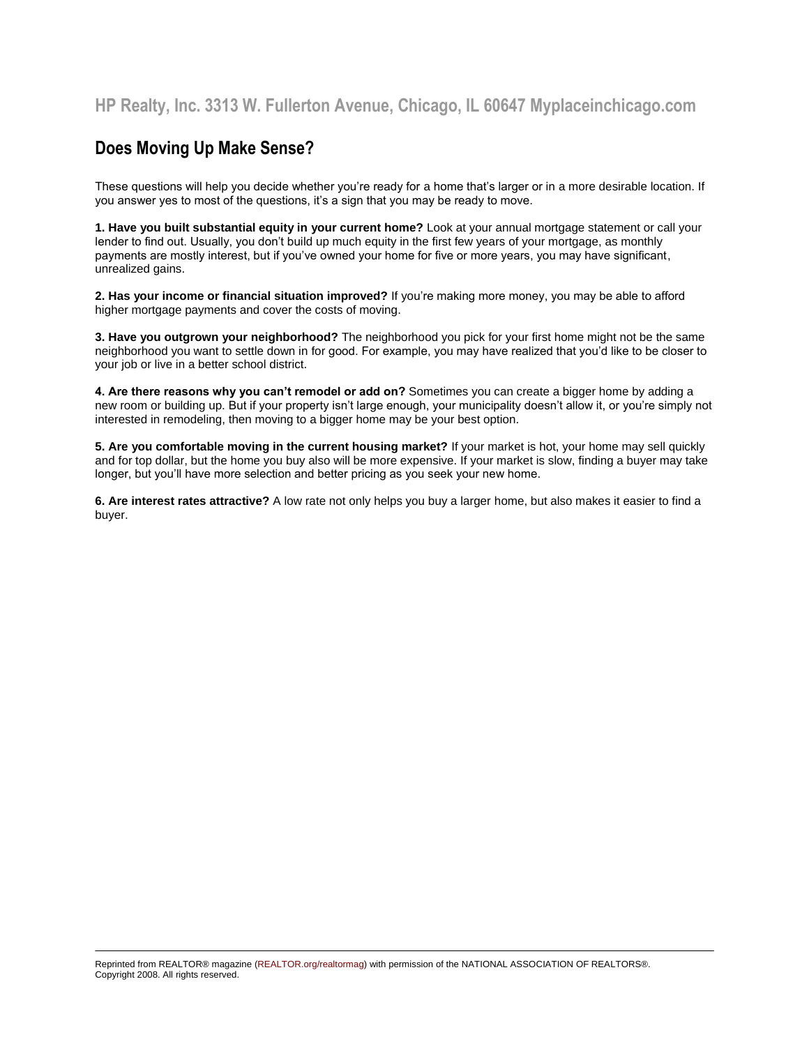HP Realty, Inc. 3313 W. Fullerton Avenue, Chicago, IL 60647 Myplaceinchicago.com

## Does Moving Up Make Sense?

These questions will help you decide whether you're ready for a home that's larger or in a more desirable location. If you answer yes to most of the questions, it's a sign that you may be ready to move.

**1. Have you built substantial equity in your current home?** Look at your annual mortgage statement or call your lender to find out. Usually, you don't build up much equity in the first few years of your mortgage, as monthly payments are mostly interest, but if you've owned your home for five or more years, you may have significant, unrealized gains.

**2. Has your income or financial situation improved?** If you're making more money, you may be able to afford higher mortgage payments and cover the costs of moving.

**3. Have you outgrown your neighborhood?** The neighborhood you pick for your first home might not be the same neighborhood you want to settle down in for good. For example, you may have realized that you'd like to be closer to your job or live in a better school district.

**4. Are there reasons why you can't remodel or add on?** Sometimes you can create a bigger home by adding a new room or building up. But if your property isn't large enough, your municipality doesn't allow it, or you're simply not interested in remodeling, then moving to a bigger home may be your best option.

**5. Are you comfortable moving in the current housing market?** If your market is hot, your home may sell quickly and for top dollar, but the home you buy also will be more expensive. If your market is slow, finding a buyer may take longer, but you'll have more selection and better pricing as you seek your new home.

**6. Are interest rates attractive?** A low rate not only helps you buy a larger home, but also makes it easier to find a buyer.

---

Reprinted from REALTOR® magazine (REALTOR.org/realtormag) with permission of the NATIONAL ASSOCIATION OF REALTORS®. Copyright 2008. All rights reserved.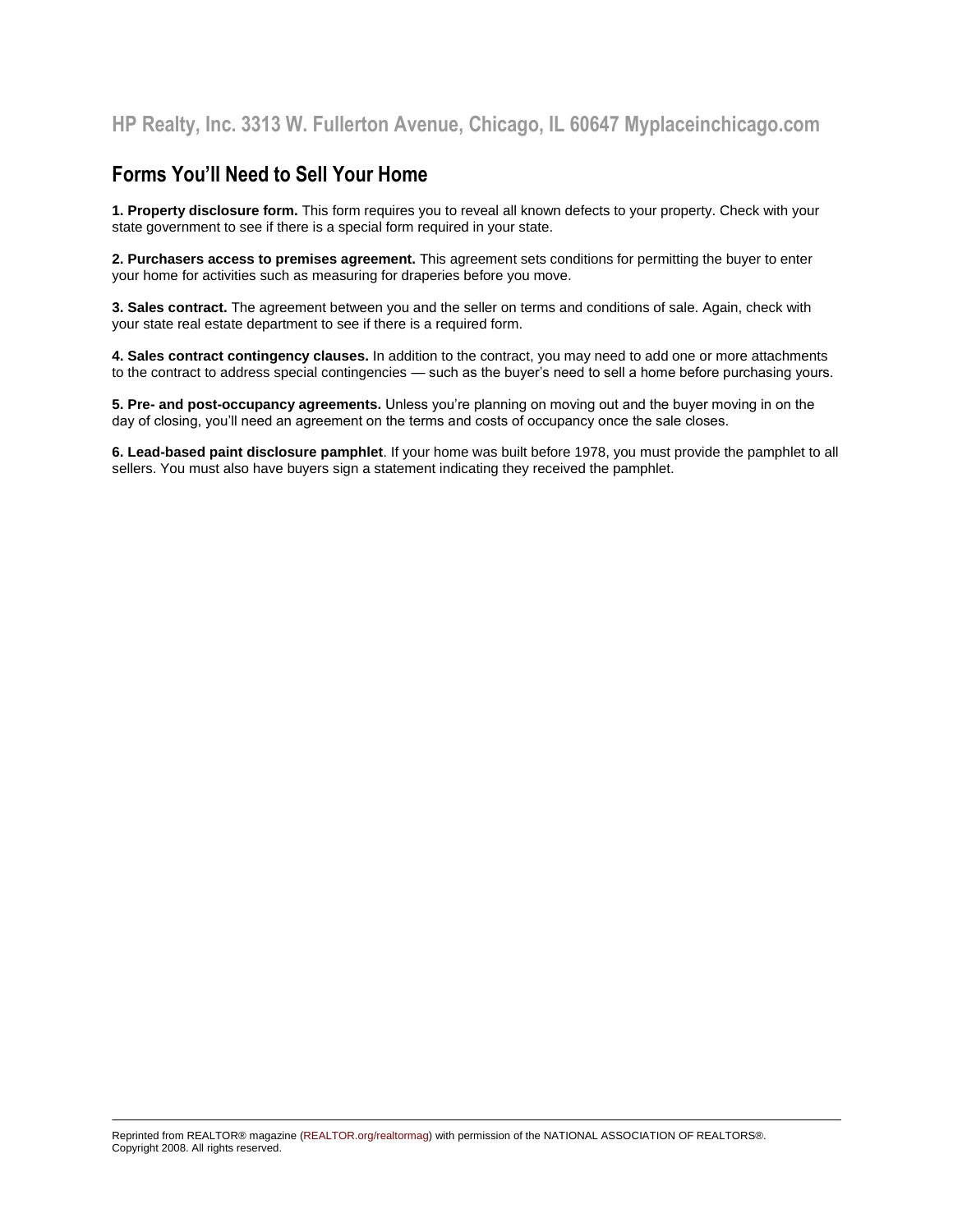HP Realty, Inc. 3313 W. Fullerton Avenue, Chicago, IL 60647 Myplaceinchicago.com

## Forms You'll Need to Sell Your Home

**1. Property disclosure form.** This form requires you to reveal all known defects to your property. Check with your state government to see if there is a special form required in your state.

**2. Purchasers access to premises agreement.** This agreement sets conditions for permitting the buyer to enter your home for activities such as measuring for draperies before you move.

**3. Sales contract.** The agreement between you and the seller on terms and conditions of sale. Again, check with your state real estate department to see if there is a required form.

**4. Sales contract contingency clauses.** In addition to the contract, you may need to add one or more attachments to the contract to address special contingencies — such as the buyer's need to sell a home before purchasing yours.

**5. Pre- and post-occupancy agreements.** Unless you're planning on moving out and the buyer moving in on the day of closing, you'll need an agreement on the terms and costs of occupancy once the sale closes.

**6. Lead-based paint disclosure pamphlet**. If your home was built before 1978, you must provide the pamphlet to all sellers. You must also have buyers sign a statement indicating they received the pamphlet.

---

Reprinted from REALTOR® magazine (REALTOR.org/realtormag) with permission of the NATIONAL ASSOCIATION OF REALTORS®. Copyright 2008. All rights reserved.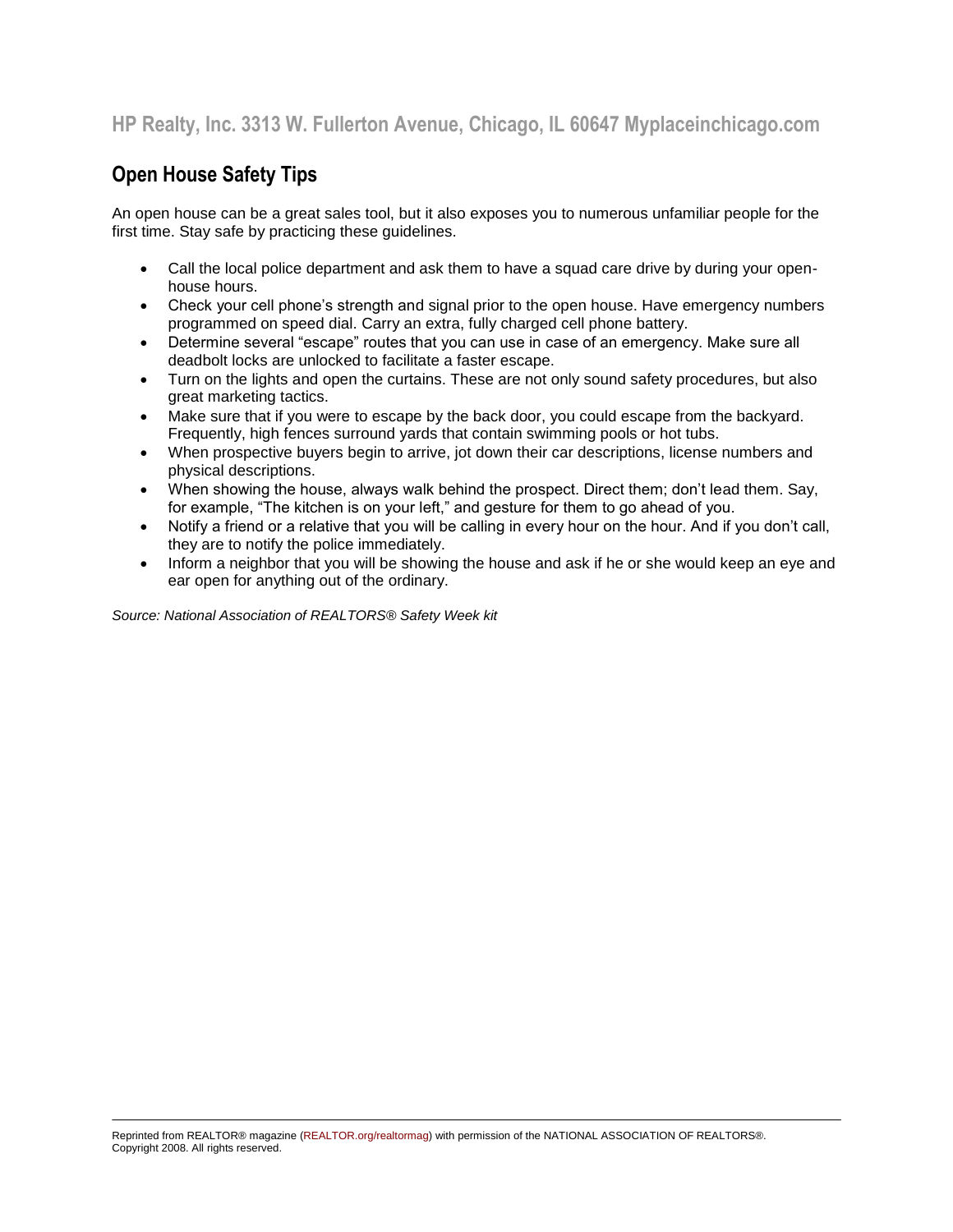HP Realty, Inc. 3313 W. Fullerton Avenue, Chicago, IL 60647 Myplaceinchicago.com

## Open House Safety Tips

An open house can be a great sales tool, but it also exposes you to numerous unfamiliar people for the first time. Stay safe by practicing these guidelines.

- Call the local police department and ask them to have a squad care drive by during your open-house hours.
- Check your cell phone's strength and signal prior to the open house. Have emergency numbers programmed on speed dial. Carry an extra, fully charged cell phone battery.
- Determine several "escape" routes that you can use in case of an emergency. Make sure all deadbolt locks are unlocked to facilitate a faster escape.
- Turn on the lights and open the curtains. These are not only sound safety procedures, but also great marketing tactics.
- Make sure that if you were to escape by the back door, you could escape from the backyard. Frequently, high fences surround yards that contain swimming pools or hot tubs.
- When prospective buyers begin to arrive, jot down their car descriptions, license numbers and physical descriptions.
- When showing the house, always walk behind the prospect. Direct them; don't lead them. Say, for example, "The kitchen is on your left," and gesture for them to go ahead of you.
- Notify a friend or a relative that you will be calling in every hour on the hour. And if you don't call, they are to notify the police immediately.
- Inform a neighbor that you will be showing the house and ask if he or she would keep an eye and ear open for anything out of the ordinary.

*Source: National Association of REALTORS® Safety Week kit*

Reprinted from REALTOR® magazine (REALTOR.org/realtormag) with permission of the NATIONAL ASSOCIATION OF REALTORS®. Copyright 2008. All rights reserved.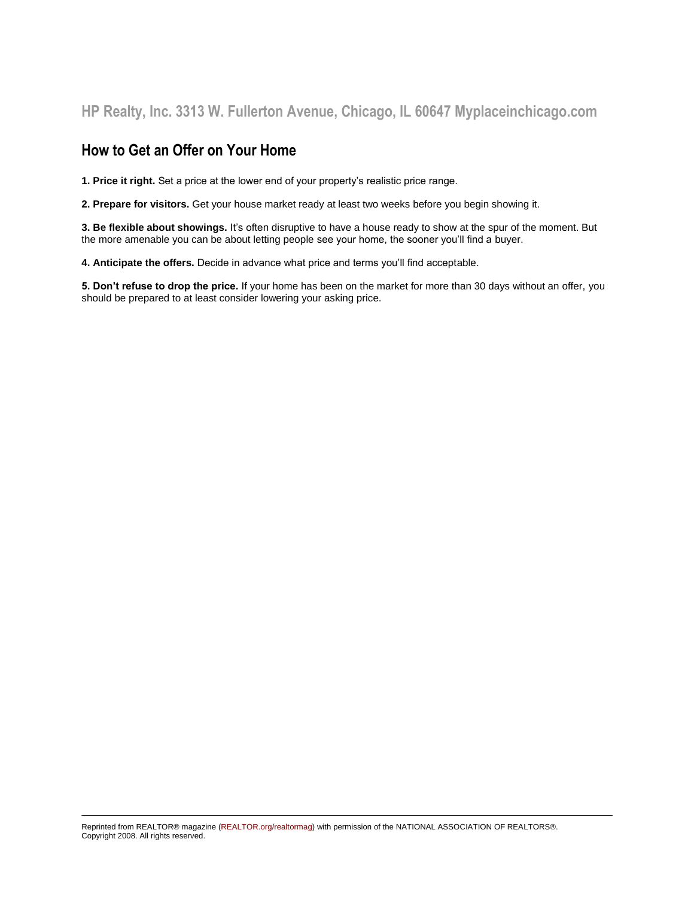HP Realty, Inc. 3313 W. Fullerton Avenue, Chicago, IL 60647 Myplaceinchicago.com

## How to Get an Offer on Your Home

**1. Price it right.** Set a price at the lower end of your property's realistic price range.

**2. Prepare for visitors.** Get your house market ready at least two weeks before you begin showing it.

**3. Be flexible about showings.** It's often disruptive to have a house ready to show at the spur of the moment. But the more amenable you can be about letting people see your home, the sooner you'll find a buyer.

**4. Anticipate the offers.** Decide in advance what price and terms you'll find acceptable.

**5. Don't refuse to drop the price.** If your home has been on the market for more than 30 days without an offer, you should be prepared to at least consider lowering your asking price.

---

Reprinted from REALTOR® magazine (REALTOR.org/realtormag) with permission of the NATIONAL ASSOCIATION OF REALTORS®. Copyright 2008. All rights reserved.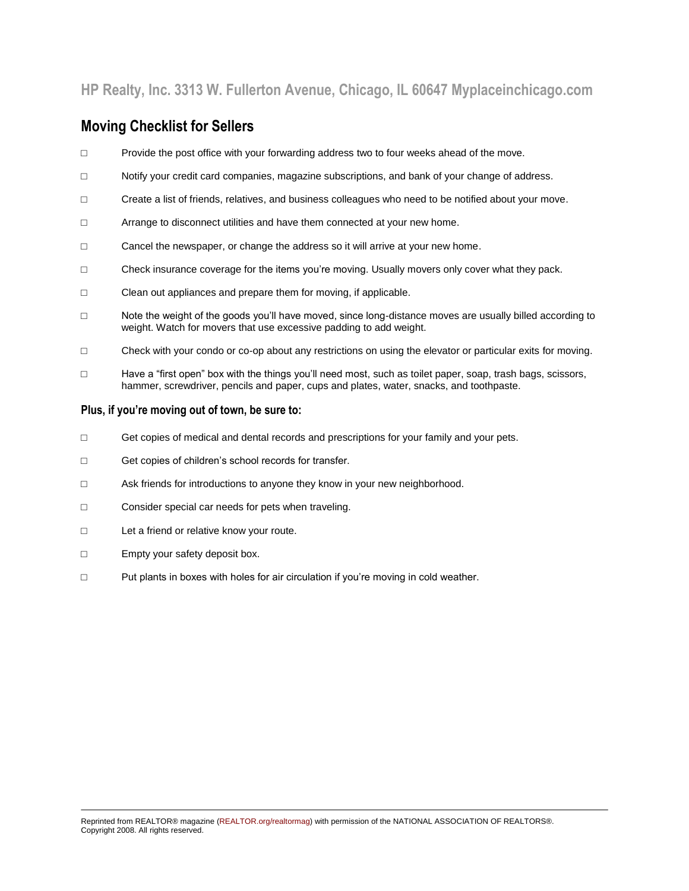HP Realty, Inc. 3313 W. Fullerton Avenue, Chicago, IL 60647 Myplaceinchicago.com

## Moving Checklist for Sellers

- □ Provide the post office with your forwarding address two to four weeks ahead of the move.
- □ Notify your credit card companies, magazine subscriptions, and bank of your change of address.
- □ Create a list of friends, relatives, and business colleagues who need to be notified about your move.
- □ Arrange to disconnect utilities and have them connected at your new home.
- □ Cancel the newspaper, or change the address so it will arrive at your new home.
- □ Check insurance coverage for the items you're moving. Usually movers only cover what they pack.
- □ Clean out appliances and prepare them for moving, if applicable.
- □ Note the weight of the goods you'll have moved, since long-distance moves are usually billed according to weight. Watch for movers that use excessive padding to add weight.
- □ Check with your condo or co-op about any restrictions on using the elevator or particular exits for moving.
- □ Have a "first open" box with the things you'll need most, such as toilet paper, soap, trash bags, scissors, hammer, screwdriver, pencils and paper, cups and plates, water, snacks, and toothpaste.

### Plus, if you're moving out of town, be sure to:

- □ Get copies of medical and dental records and prescriptions for your family and your pets.
- □ Get copies of children's school records for transfer.
- □ Ask friends for introductions to anyone they know in your new neighborhood.
- □ Consider special car needs for pets when traveling.
- □ Let a friend or relative know your route.
- □ Empty your safety deposit box.
- □ Put plants in boxes with holes for air circulation if you're moving in cold weather.

Reprinted from REALTOR® magazine (REALTOR.org/realtormag) with permission of the NATIONAL ASSOCIATION OF REALTORS®. Copyright 2008. All rights reserved.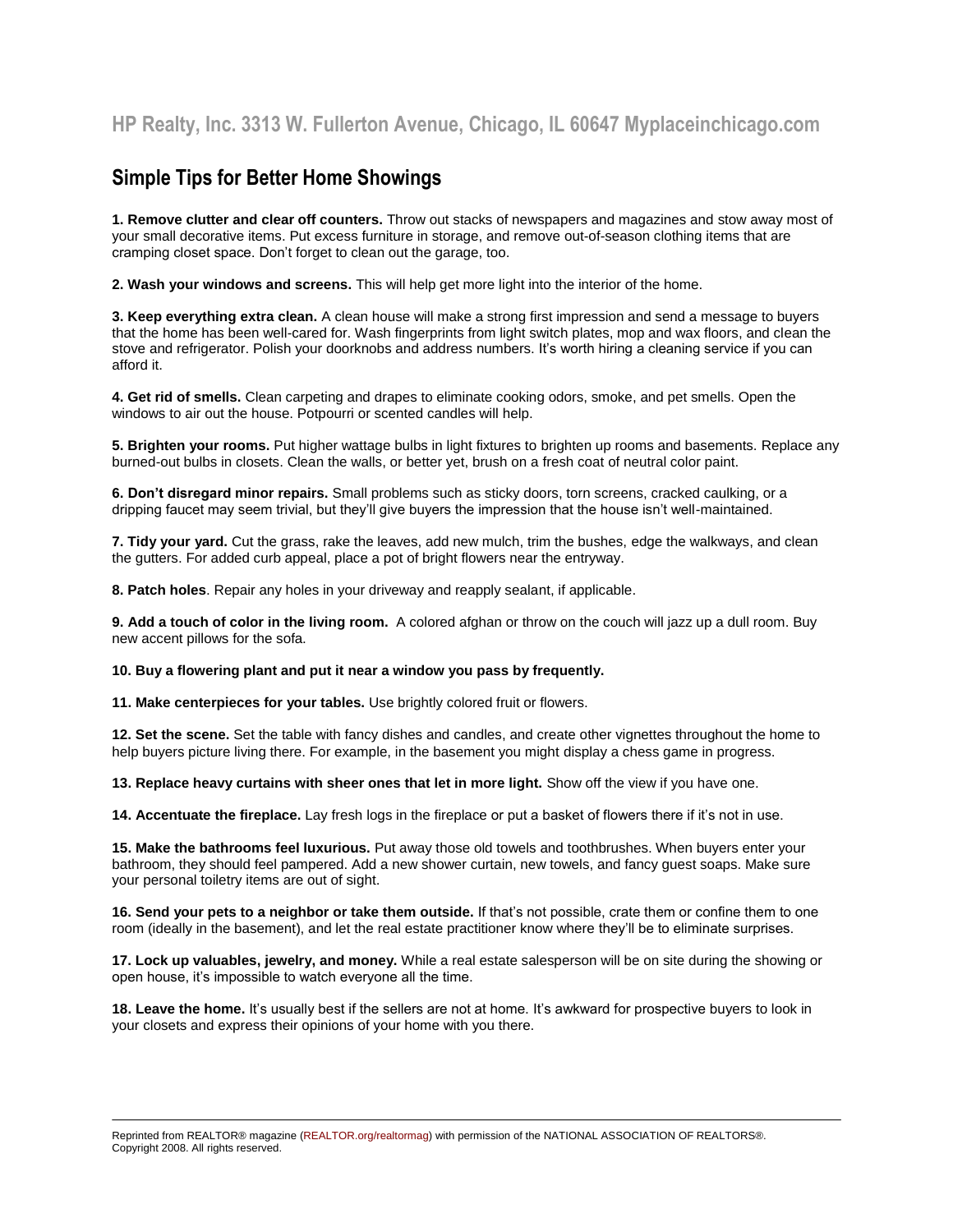HP Realty, Inc. 3313 W. Fullerton Avenue, Chicago, IL 60647 Myplaceinchicago.com

## Simple Tips for Better Home Showings

**1. Remove clutter and clear off counters.** Throw out stacks of newspapers and magazines and stow away most of your small decorative items. Put excess furniture in storage, and remove out-of-season clothing items that are cramping closet space. Don't forget to clean out the garage, too.

**2. Wash your windows and screens.** This will help get more light into the interior of the home.

**3. Keep everything extra clean.** A clean house will make a strong first impression and send a message to buyers that the home has been well-cared for. Wash fingerprints from light switch plates, mop and wax floors, and clean the stove and refrigerator. Polish your doorknobs and address numbers. It's worth hiring a cleaning service if you can afford it.

**4. Get rid of smells.** Clean carpeting and drapes to eliminate cooking odors, smoke, and pet smells. Open the windows to air out the house. Potpourri or scented candles will help.

**5. Brighten your rooms.** Put higher wattage bulbs in light fixtures to brighten up rooms and basements. Replace any burned-out bulbs in closets. Clean the walls, or better yet, brush on a fresh coat of neutral color paint.

**6. Don't disregard minor repairs.** Small problems such as sticky doors, torn screens, cracked caulking, or a dripping faucet may seem trivial, but they'll give buyers the impression that the house isn't well-maintained.

**7. Tidy your yard.** Cut the grass, rake the leaves, add new mulch, trim the bushes, edge the walkways, and clean the gutters. For added curb appeal, place a pot of bright flowers near the entryway.

**8. Patch holes**. Repair any holes in your driveway and reapply sealant, if applicable.

**9. Add a touch of color in the living room.** A colored afghan or throw on the couch will jazz up a dull room. Buy new accent pillows for the sofa.

**10. Buy a flowering plant and put it near a window you pass by frequently.**

**11. Make centerpieces for your tables.** Use brightly colored fruit or flowers.

**12. Set the scene.** Set the table with fancy dishes and candles, and create other vignettes throughout the home to help buyers picture living there. For example, in the basement you might display a chess game in progress.

**13. Replace heavy curtains with sheer ones that let in more light.** Show off the view if you have one.

**14. Accentuate the fireplace.** Lay fresh logs in the fireplace or put a basket of flowers there if it's not in use.

**15. Make the bathrooms feel luxurious.** Put away those old towels and toothbrushes. When buyers enter your bathroom, they should feel pampered. Add a new shower curtain, new towels, and fancy guest soaps. Make sure your personal toiletry items are out of sight.

**16. Send your pets to a neighbor or take them outside.** If that's not possible, crate them or confine them to one room (ideally in the basement), and let the real estate practitioner know where they'll be to eliminate surprises.

**17. Lock up valuables, jewelry, and money.** While a real estate salesperson will be on site during the showing or open house, it's impossible to watch everyone all the time.

**18. Leave the home.** It's usually best if the sellers are not at home. It's awkward for prospective buyers to look in your closets and express their opinions of your home with you there.

---

Reprinted from REALTOR® magazine (REALTOR.org/realtormag) with permission of the NATIONAL ASSOCIATION OF REALTORS®. Copyright 2008. All rights reserved.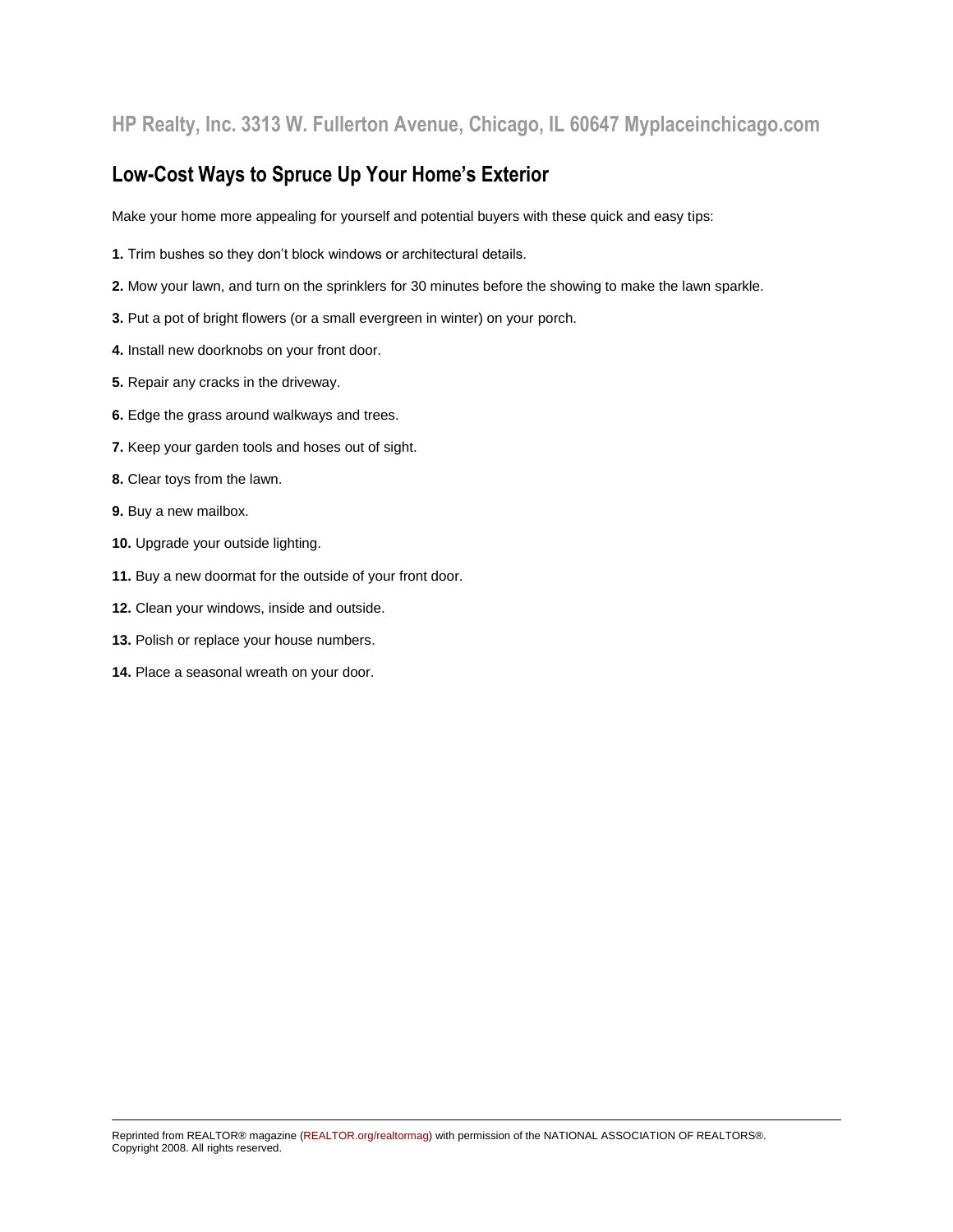HP Realty, Inc. 3313 W. Fullerton Avenue, Chicago, IL 60647 Myplaceinchicago.com

## Low-Cost Ways to Spruce Up Your Home's Exterior

Make your home more appealing for yourself and potential buyers with these quick and easy tips:

**1.** Trim bushes so they don't block windows or architectural details.

**2.** Mow your lawn, and turn on the sprinklers for 30 minutes before the showing to make the lawn sparkle.

**3.** Put a pot of bright flowers (or a small evergreen in winter) on your porch.

**4.** Install new doorknobs on your front door.

**5.** Repair any cracks in the driveway.

**6.** Edge the grass around walkways and trees.

**7.** Keep your garden tools and hoses out of sight.

**8.** Clear toys from the lawn.

**9.** Buy a new mailbox.

**10.** Upgrade your outside lighting.

**11.** Buy a new doormat for the outside of your front door.

**12.** Clean your windows, inside and outside.

**13.** Polish or replace your house numbers.

**14.** Place a seasonal wreath on your door.

---

Reprinted from REALTOR® magazine (REALTOR.org/realtormag) with permission of the NATIONAL ASSOCIATION OF REALTORS®. Copyright 2008. All rights reserved.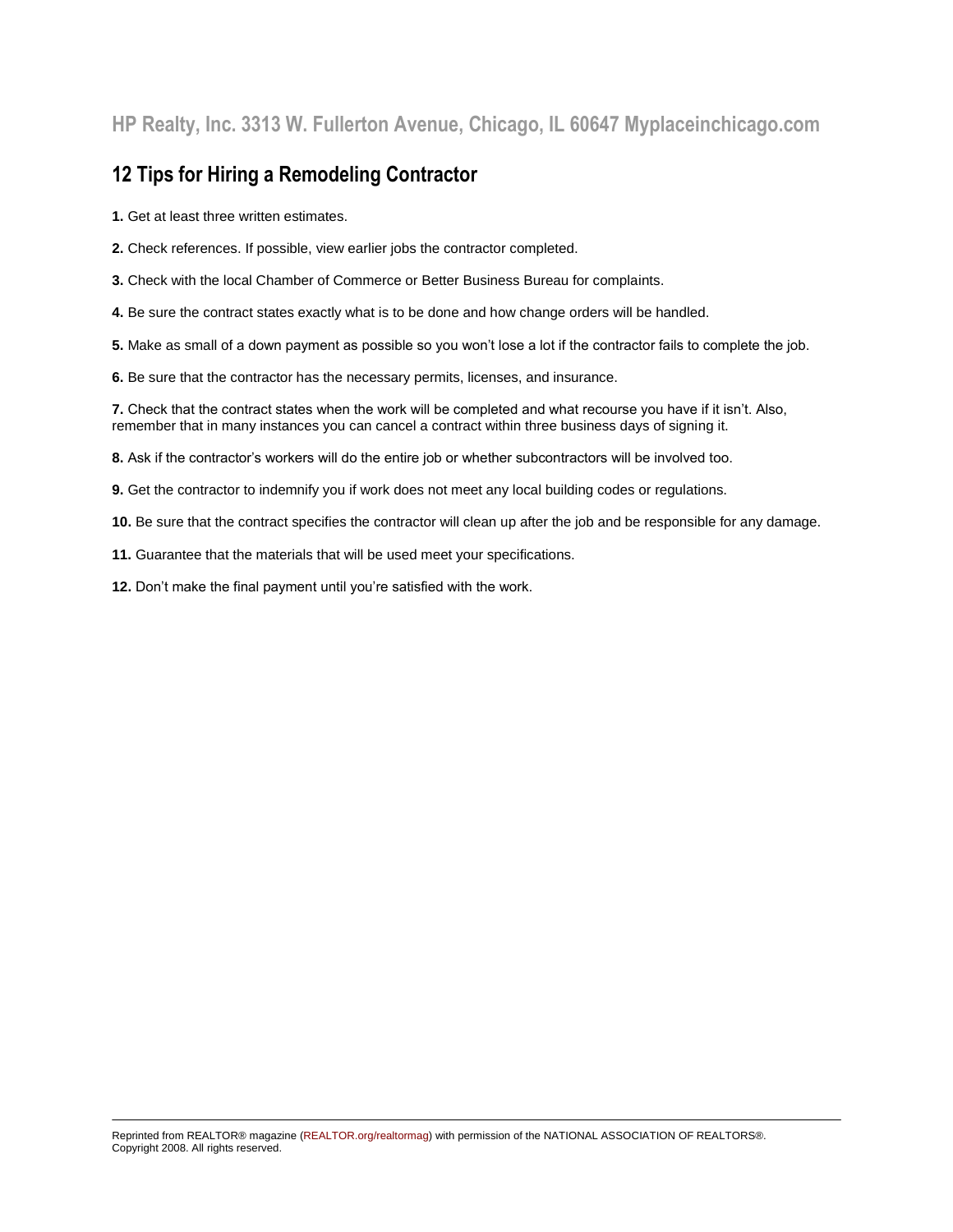HP Realty, Inc. 3313 W. Fullerton Avenue, Chicago, IL 60647 Myplaceinchicago.com

## 12 Tips for Hiring a Remodeling Contractor

**1.** Get at least three written estimates.

**2.** Check references. If possible, view earlier jobs the contractor completed.

**3.** Check with the local Chamber of Commerce or Better Business Bureau for complaints.

**4.** Be sure the contract states exactly what is to be done and how change orders will be handled.

**5.** Make as small of a down payment as possible so you won't lose a lot if the contractor fails to complete the job.

**6.** Be sure that the contractor has the necessary permits, licenses, and insurance.

**7.** Check that the contract states when the work will be completed and what recourse you have if it isn't. Also, remember that in many instances you can cancel a contract within three business days of signing it.

**8.** Ask if the contractor's workers will do the entire job or whether subcontractors will be involved too.

**9.** Get the contractor to indemnify you if work does not meet any local building codes or regulations.

**10.** Be sure that the contract specifies the contractor will clean up after the job and be responsible for any damage.

**11.** Guarantee that the materials that will be used meet your specifications.

**12.** Don't make the final payment until you're satisfied with the work.

---

Reprinted from REALTOR® magazine (REALTOR.org/realtormag) with permission of the NATIONAL ASSOCIATION OF REALTORS®. Copyright 2008. All rights reserved.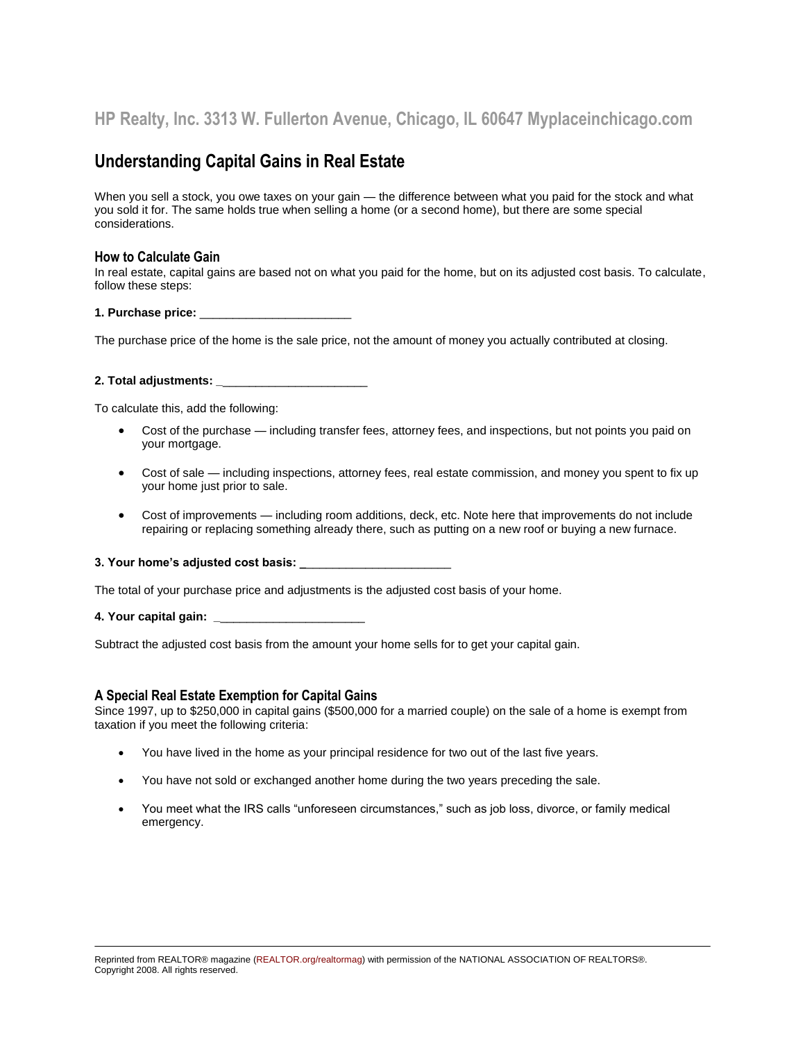HP Realty, Inc. 3313 W. Fullerton Avenue, Chicago, IL 60647 Myplaceinchicago.com

## Understanding Capital Gains in Real Estate

When you sell a stock, you owe taxes on your gain — the difference between what you paid for the stock and what you sold it for. The same holds true when selling a home (or a second home), but there are some special considerations.

### How to Calculate Gain

In real estate, capital gains are based not on what you paid for the home, but on its adjusted cost basis. To calculate, follow these steps:

**1. Purchase price: ______________________**

The purchase price of the home is the sale price, not the amount of money you actually contributed at closing.

**2. Total adjustments: ______________________**

To calculate this, add the following:

- Cost of the purchase — including transfer fees, attorney fees, and inspections, but not points you paid on your mortgage.
- Cost of sale — including inspections, attorney fees, real estate commission, and money you spent to fix up your home just prior to sale.
- Cost of improvements — including room additions, deck, etc. Note here that improvements do not include repairing or replacing something already there, such as putting on a new roof or buying a new furnace.

**3. Your home's adjusted cost basis: ______________________**

The total of your purchase price and adjustments is the adjusted cost basis of your home.

**4. Your capital gain: ______________________**

Subtract the adjusted cost basis from the amount your home sells for to get your capital gain.

### A Special Real Estate Exemption for Capital Gains

Since 1997, up to $250,000 in capital gains ($500,000 for a married couple) on the sale of a home is exempt from taxation if you meet the following criteria:

- You have lived in the home as your principal residence for two out of the last five years.
- You have not sold or exchanged another home during the two years preceding the sale.
- You meet what the IRS calls "unforeseen circumstances," such as job loss, divorce, or family medical emergency.

Reprinted from REALTOR® magazine (REALTOR.org/realtormag) with permission of the NATIONAL ASSOCIATION OF REALTORS®. Copyright 2008. All rights reserved.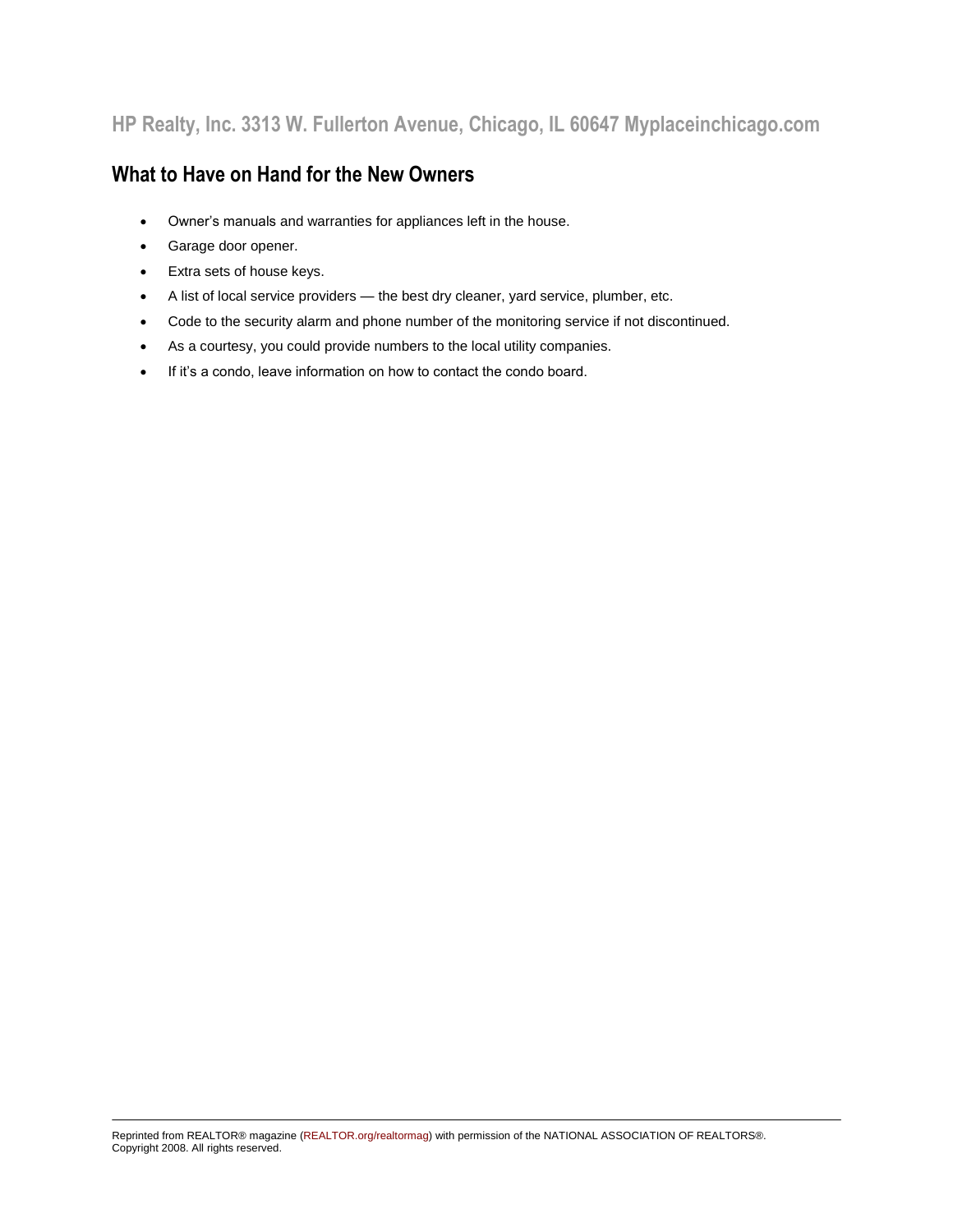## What to Have on Hand for the New Owners

- Owner's manuals and warranties for appliances left in the house.
- Garage door opener.
- Extra sets of house keys.
- A list of local service providers — the best dry cleaner, yard service, plumber, etc.
- Code to the security alarm and phone number of the monitoring service if not discontinued.
- As a courtesy, you could provide numbers to the local utility companies.
- If it's a condo, leave information on how to contact the condo board.